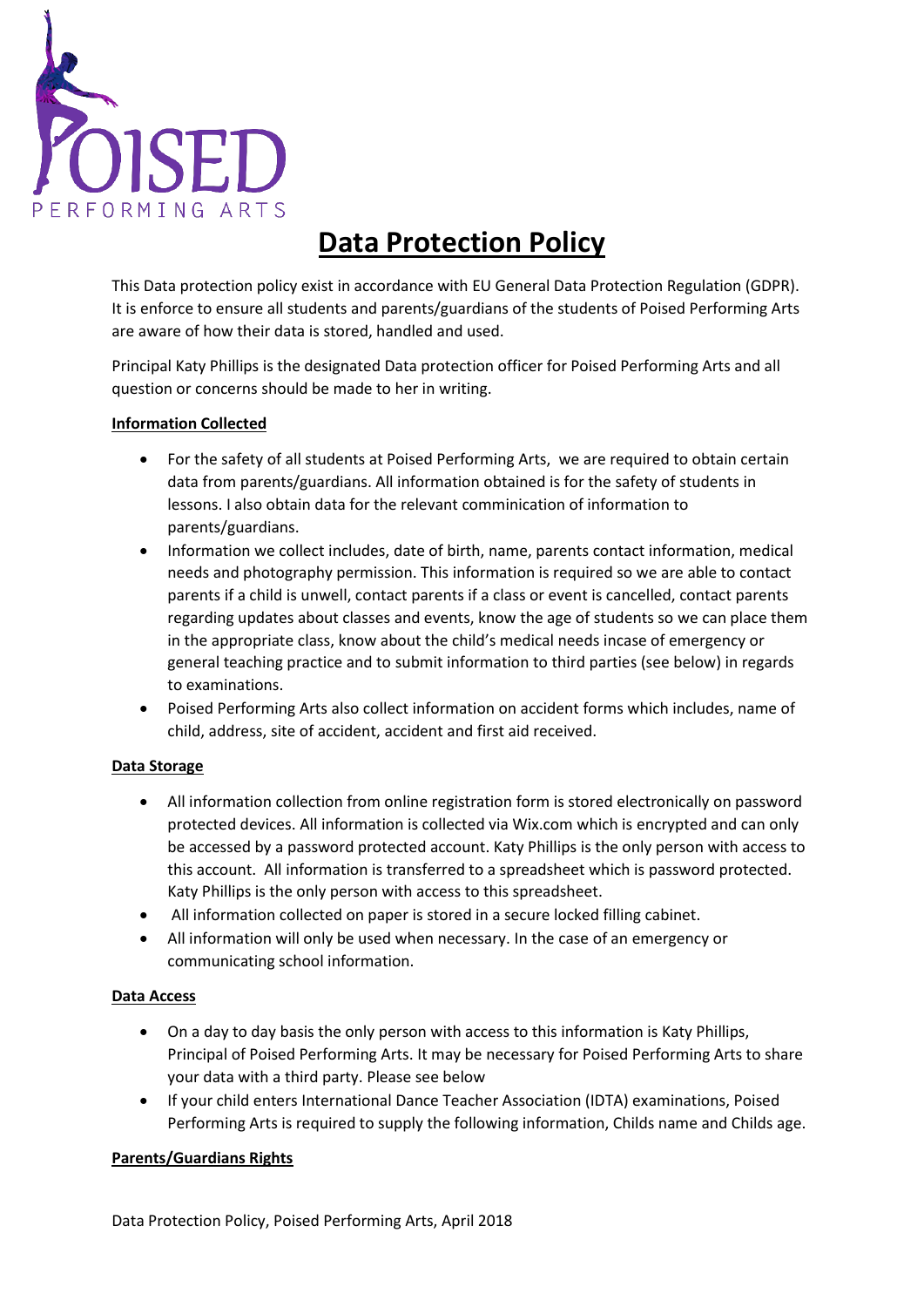# Data Protection Policy

This Data protection policy exist in accordance with EU General Data Protection Regulation (GDPR). It is enforce to ensure all students and parents/guardians of the students of Poised Performing Arts are aware of how their data is stored, handled and used.

Principal Katy Phillips is the designated Data protection officer for Poised Performing Arts and all question or concerns should be made to her in writing.

**Information Collected**

- For the safety of all students at Poised Performing Arts, we are required to obtain certain data from parents/guardians. All information obtained is for the safety of students in lessons. I also obtain data for the relevant comminication of information to parents/guardians.
- Information we collect includes, date of birth, name, parents contact information, medical needs and photography permission. This information is required so we are able to contact parents if a child is unwell, contact parents if a class or event is cancelled, contact parents regarding updates about classes and events, know the age of students so we can place them in the appropriate class, know about the child's medical needs incase of emergency or general teaching practice and to submit information to third parties (see below) in regards to examinations.
- Poised Performing Arts also collect information on accident forms which includes, name of child, address, site of accident, accident and first aid received.

**Data Storage**

- All information collection from online registration form is stored electronically on password protected devices. All information is collected via Wix.com which is encrypted and can only be accessed by a password protected account. Katy Phillips is the only person with access to this account. All information is transferred to a spreadsheet which is password protected. Katy Phillips is the only person with access to this spreadsheet.
- All information collected on paper is stored in a secure locked filling cabinet.
- All information will only be used when necessary. In the case of an emergency or communicating school information.

**Data Access**

- On a day to day basis the only person with access to this information is Katy Phillips, Principal of Poised Performing Arts. It may be necessary for Poised Performing Arts to share your data with a third party. Please see below
- If your child enters International Dance Teacher Association (IDTA) examinations, Poised Performing Arts is required to supply the following information, Childs name and Childs age.

**Parents/Guardians Rights**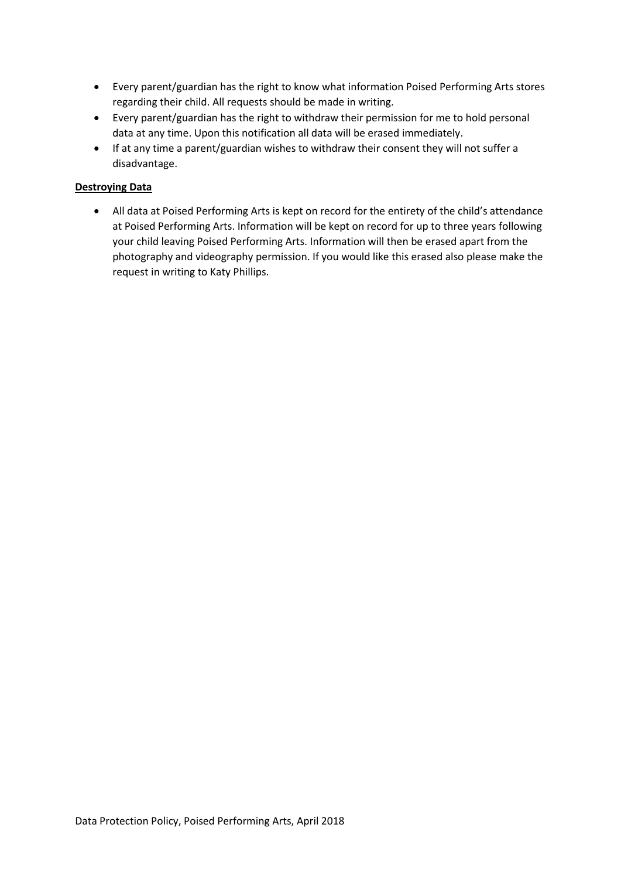- Every parent/guardian has the right to know what information Poised Performing Arts stores regarding their child. All requests should be made in writing.
- Every parent/guardian has the right to withdraw their permission for me to hold personal data at any time. Upon this notification all data will be erased immediately.
- If at any time a parent/guardian wishes to withdraw their consent they will not suffer a disadvantage.

**Destroying Data**

- All data at Poised Performing Arts is kept on record for the entirety of the child's attendance at Poised Performing Arts. Information will be kept on record for up to three years following your child leaving Poised Performing Arts. Information will then be erased apart from the photography and videography permission. If you would like this erased also please make the request in writing to Katy Phillips.